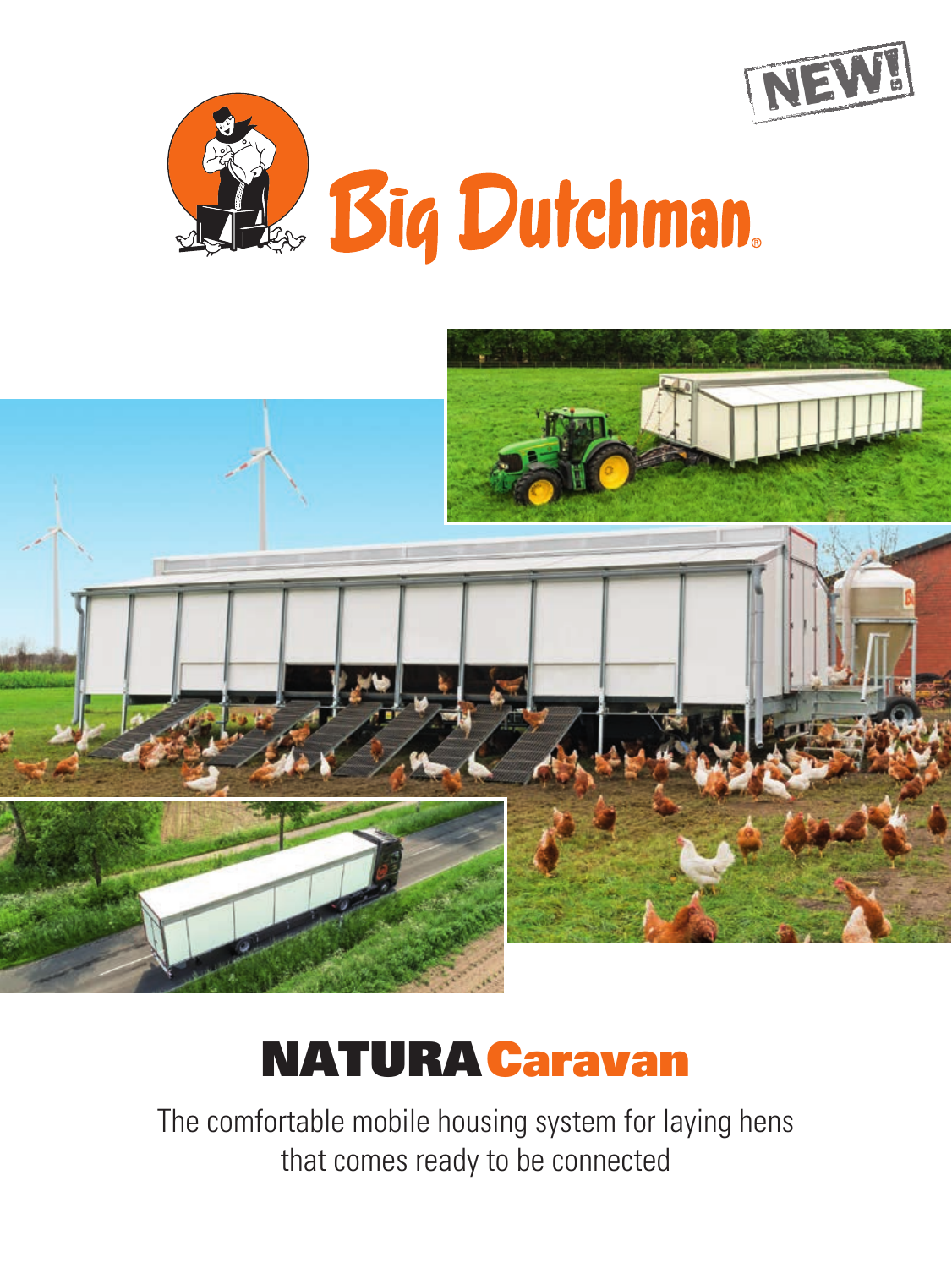NEW!

Big Dutchman

# NATURA Caravan

The comfortable mobile housing system for laying hens that comes ready to be connected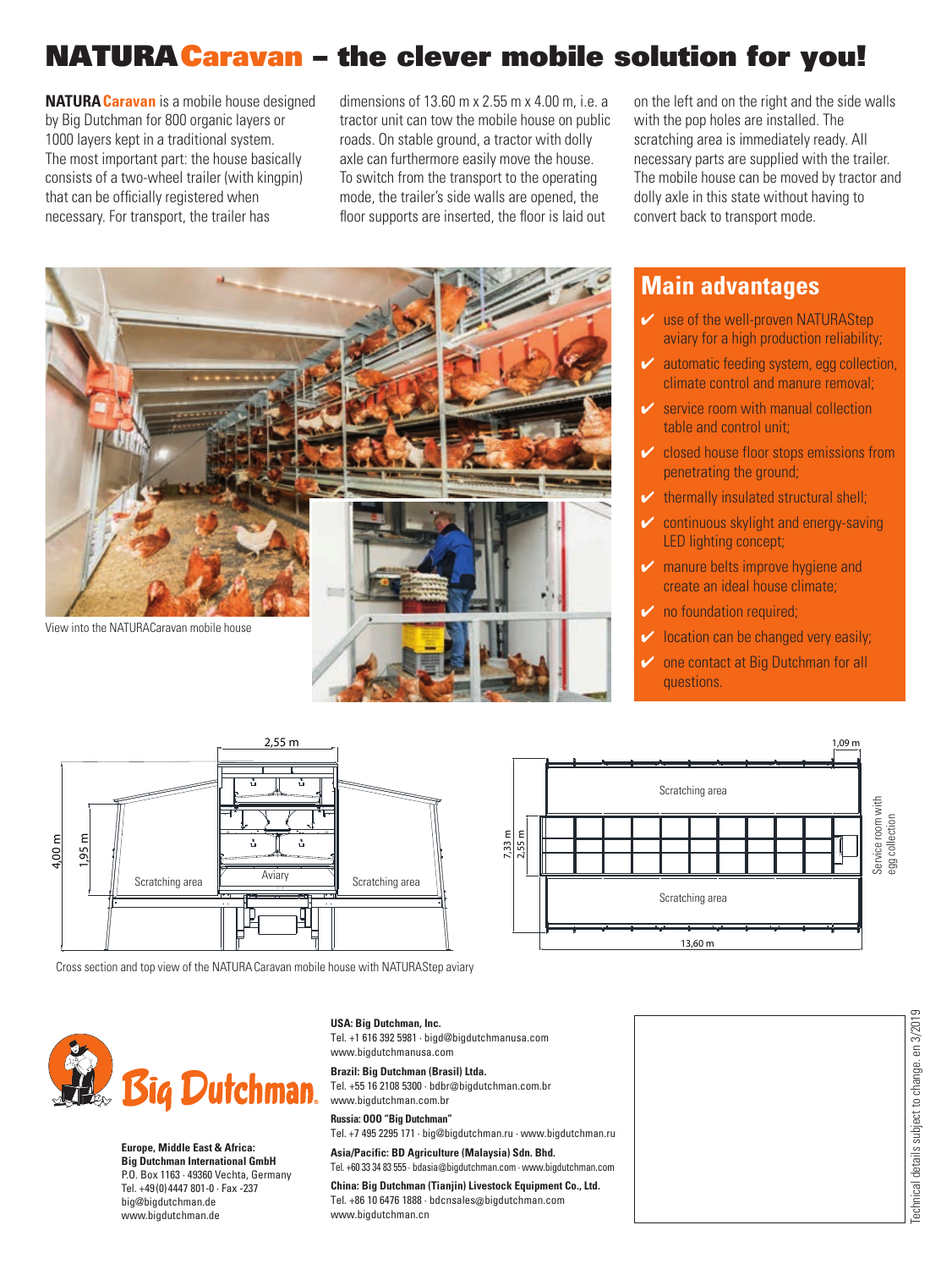# NATURA Caravan – the clever mobile solution for you!

**NATURA Caravan** is a mobile house designed by Big Dutchman for 800 organic layers or 1000 layers kept in a traditional system. The most important part: the house basically consists of a two-wheel trailer (with kingpin) that can be officially registered when necessary. For transport, the trailer has dimensions of 13.60 m x 2.55 m x 4.00 m, i.e. a tractor unit can tow the mobile house on public roads. On stable ground, a tractor with dolly axle can furthermore easily move the house. To switch from the transport to the operating mode, the trailer's side walls are opened, the floor supports are inserted, the floor is laid out on the left and on the right and the side walls with the pop holes are installed. The scratching area is immediately ready. All necessary parts are supplied with the trailer. The mobile house can be moved by tractor and dolly axle in this state without having to convert back to transport mode.

View into the NATURACaravan mobile house

## Main advantages

- ✔ use of the well-proven NATURAStep aviary for a high production reliability;
- ✔ automatic feeding system, egg collection, climate control and manure removal;
- ✔ service room with manual collection table and control unit;
- ✔ closed house floor stops emissions from penetrating the ground;
- ✔ thermally insulated structural shell;
- ✔ continuous skylight and energy-saving LED lighting concept;
- ✔ manure belts improve hygiene and create an ideal house climate;
- ✔ no foundation required;
- ✔ location can be changed very easily;
- ✔ one contact at Big Dutchman for all questions.

2,55 m
4,00 m
1,95 m
Scratching area
Aviary
Scratching area

1,09 m
Scratching area
7,33 m
2,55 m
Scratching area
13,60 m
Service room with egg collection

Cross section and top view of the NATURA Caravan mobile house with NATURAStep aviary

**Europe, Middle East & Africa:**
**Big Dutchman International GmbH**
P.O. Box 1163 · 49360 Vechta, Germany
Tel. +49(0)4447 801-0 · Fax -237
big@bigdutchman.de
www.bigdutchman.de

**USA: Big Dutchman, Inc.**
Tel. +1 616 392 5981 · bigd@bigdutchmanusa.com
www.bigdutchmanusa.com

**Brazil: Big Dutchman (Brasil) Ltda.**
Tel. +55 16 2108 5300 · bdbr@bigdutchman.com.br
www.bigdutchman.com.br

**Russia: OOO "Big Dutchman"**
Tel. +7 495 2295 171 · big@bigdutchman.ru · www.bigdutchman.ru

**Asia/Pacific: BD Agriculture (Malaysia) Sdn. Bhd.**
Tel. +60 33 34 83 555 · bdasia@bigdutchman.com · www.bigdutchman.com

**China: Big Dutchman (Tianjin) Livestock Equipment Co., Ltd.**
Tel. +86 10 6476 1888 · bdcnsales@bigdutchman.com
www.bigdutchman.cn

Technical details subject to change. en 3/2019